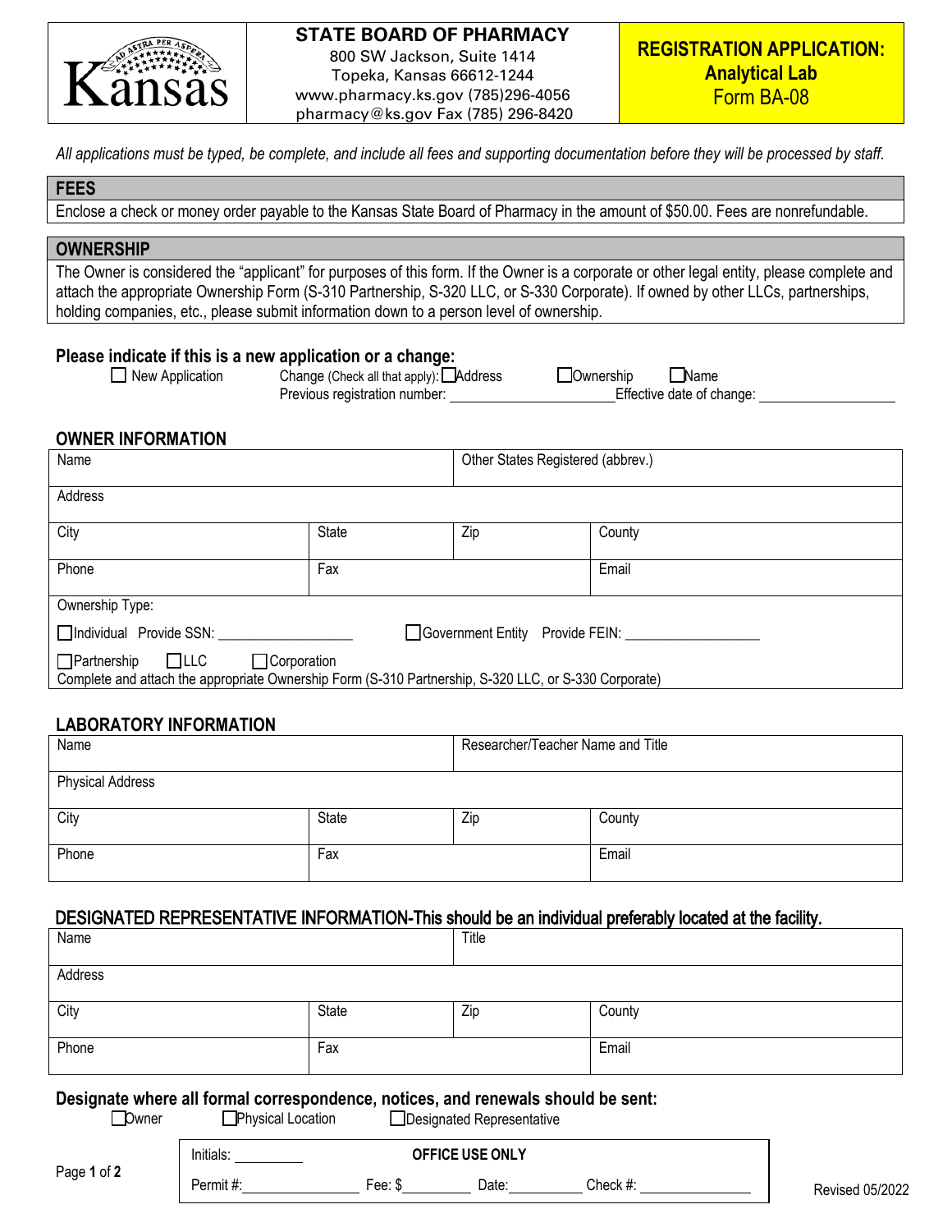**STATE BOARD OF PHARMACY**
800 SW Jackson, Suite 1414
Topeka, Kansas 66612-1244
www.pharmacy.ks.gov (785)296-4056
pharmacy@ks.gov Fax (785) 296-8420

# REGISTRATION APPLICATION: Analytical Lab
## Form BA-08

*All applications must be typed, be complete, and include all fees and supporting documentation before they will be processed by staff.*

## FEES

Enclose a check or money order payable to the Kansas State Board of Pharmacy in the amount of $50.00. Fees are nonrefundable.

## OWNERSHIP

The Owner is considered the "applicant" for purposes of this form. If the Owner is a corporate or other legal entity, please complete and attach the appropriate Ownership Form (S-310 Partnership, S-320 LLC, or S-330 Corporate). If owned by other LLCs, partnerships, holding companies, etc., please submit information down to a person level of ownership.

**Please indicate if this is a new application or a change:**

☐ New Application     Change (Check all that apply): ☐ Address     ☐ Ownership     ☐ Name

Previous registration number: ____________________ Effective date of change: ________________

### OWNER INFORMATION

| Name | | Other States Registered (abbrev.) | |
|---|---|---|---|
| Address | | | |
| City | State | Zip | County |
| Phone | Fax | | Email |

Ownership Type:

☐ Individual Provide SSN: ________________     ☐ Government Entity Provide FEIN: ________________

☐ Partnership     ☐ LLC     ☐ Corporation

Complete and attach the appropriate Ownership Form (S-310 Partnership, S-320 LLC, or S-330 Corporate)

### LABORATORY INFORMATION

| Name | | Researcher/Teacher Name and Title | |
|---|---|---|---|
| Physical Address | | | |
| City | State | Zip | County |
| Phone | Fax | | Email |

### DESIGNATED REPRESENTATIVE INFORMATION-This should be an individual preferably located at the facility.

| Name | | Title | |
|---|---|---|---|
| Address | | | |
| City | State | Zip | County |
| Phone | Fax | | Email |

**Designate where all formal correspondence, notices, and renewals should be sent:**

☐ Owner     ☐ Physical Location     ☐ Designated Representative

| Initials: _________ | **OFFICE USE ONLY** | | |
|---|---|---|---|
| Permit #: ______________ | Fee: $ _________ | Date: _________ | Check #: ______________ |

Revised 05/2022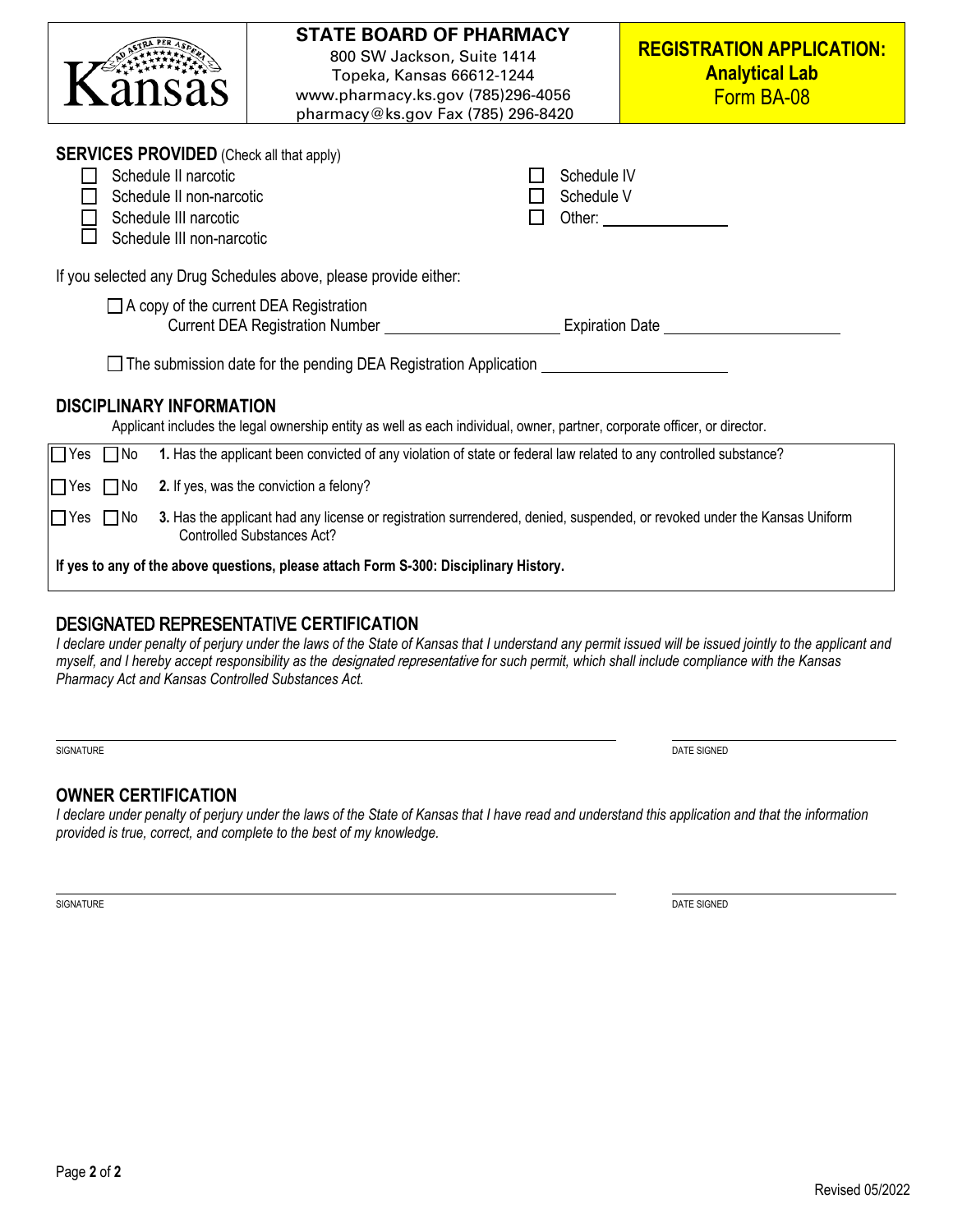Kansas

**STATE BOARD OF PHARMACY**
800 SW Jackson, Suite 1414
Topeka, Kansas 66612-1244
www.pharmacy.ks.gov (785)296-4056
pharmacy@ks.gov Fax (785) 296-8420

**REGISTRATION APPLICATION: Analytical Lab**
Form BA-08

## SERVICES PROVIDED (Check all that apply)

- ☐ Schedule II narcotic
- ☐ Schedule II non-narcotic
- ☐ Schedule III narcotic
- ☐ Schedule III non-narcotic
- ☐ Schedule IV
- ☐ Schedule V
- ☐ Other: ________________

If you selected any Drug Schedules above, please provide either:

☐ A copy of the current DEA Registration
Current DEA Registration Number ______________________ Expiration Date ______________________

☐ The submission date for the pending DEA Registration Application ______________________

## DISCIPLINARY INFORMATION

Applicant includes the legal ownership entity as well as each individual, owner, partner, corporate officer, or director.

☐ Yes ☐ No **1.** Has the applicant been convicted of any violation of state or federal law related to any controlled substance?

☐ Yes ☐ No **2.** If yes, was the conviction a felony?

☐ Yes ☐ No **3.** Has the applicant had any license or registration surrendered, denied, suspended, or revoked under the Kansas Uniform Controlled Substances Act?

**If yes to any of the above questions, please attach Form S-300: Disciplinary History.**

## DESIGNATED REPRESENTATIVE CERTIFICATION

*I declare under penalty of perjury under the laws of the State of Kansas that I understand any permit issued will be issued jointly to the applicant and myself, and I hereby accept responsibility as the designated representative for such permit, which shall include compliance with the Kansas Pharmacy Act and Kansas Controlled Substances Act.*

SIGNATURE ______________________ DATE SIGNED ______________________

## OWNER CERTIFICATION

*I declare under penalty of perjury under the laws of the State of Kansas that I have read and understand this application and that the information provided is true, correct, and complete to the best of my knowledge.*

SIGNATURE ______________________ DATE SIGNED ______________________

Revised 05/2022